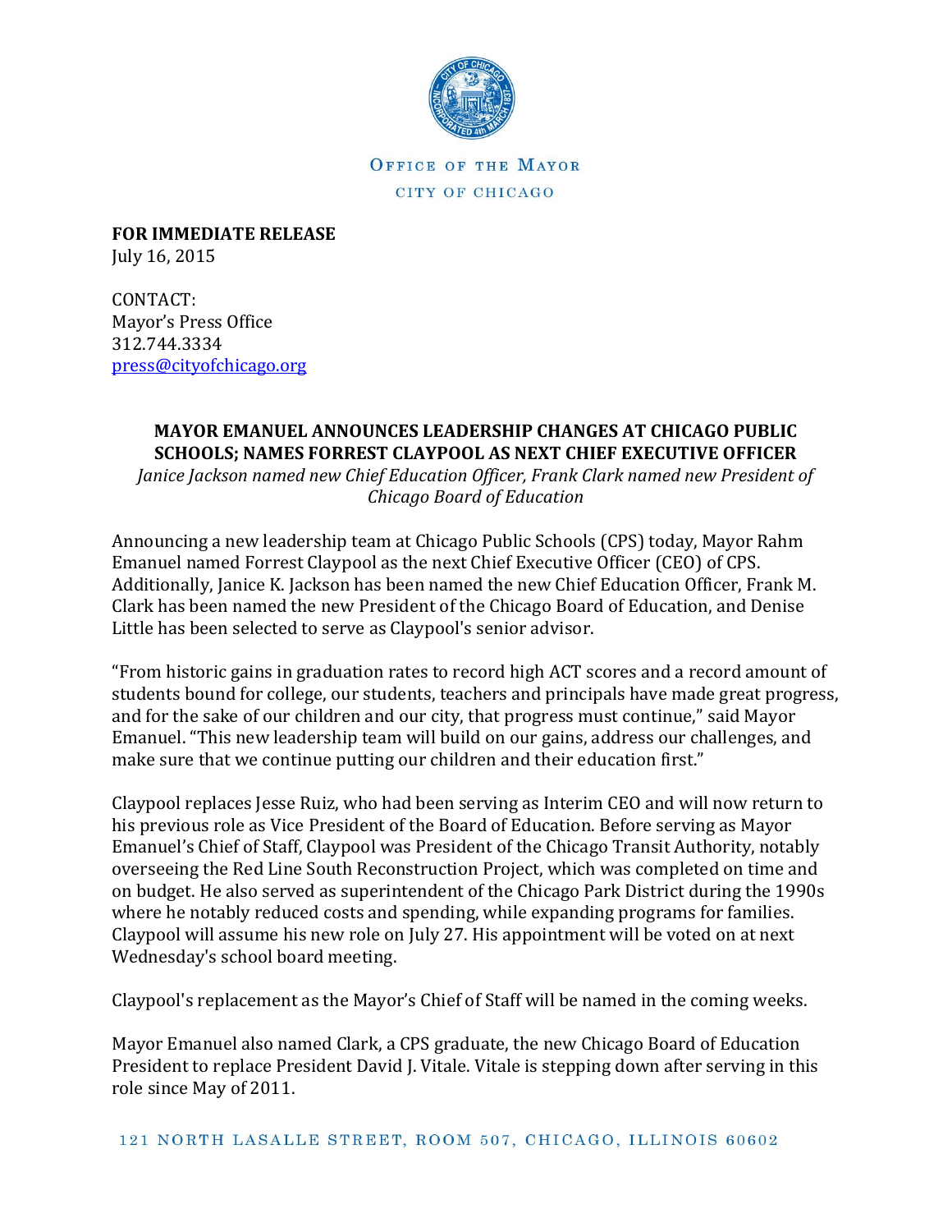OFFICE OF THE MAYOR

CITY OF CHICAGO

**FOR IMMEDIATE RELEASE**
July 16, 2015

CONTACT:
Mayor's Press Office
312.744.3334
press@cityofchicago.org

## MAYOR EMANUEL ANNOUNCES LEADERSHIP CHANGES AT CHICAGO PUBLIC SCHOOLS; NAMES FORREST CLAYPOOL AS NEXT CHIEF EXECUTIVE OFFICER

*Janice Jackson named new Chief Education Officer, Frank Clark named new President of Chicago Board of Education*

Announcing a new leadership team at Chicago Public Schools (CPS) today, Mayor Rahm Emanuel named Forrest Claypool as the next Chief Executive Officer (CEO) of CPS. Additionally, Janice K. Jackson has been named the new Chief Education Officer, Frank M. Clark has been named the new President of the Chicago Board of Education, and Denise Little has been selected to serve as Claypool's senior advisor.

"From historic gains in graduation rates to record high ACT scores and a record amount of students bound for college, our students, teachers and principals have made great progress, and for the sake of our children and our city, that progress must continue," said Mayor Emanuel. "This new leadership team will build on our gains, address our challenges, and make sure that we continue putting our children and their education first."

Claypool replaces Jesse Ruiz, who had been serving as Interim CEO and will now return to his previous role as Vice President of the Board of Education. Before serving as Mayor Emanuel's Chief of Staff, Claypool was President of the Chicago Transit Authority, notably overseeing the Red Line South Reconstruction Project, which was completed on time and on budget. He also served as superintendent of the Chicago Park District during the 1990s where he notably reduced costs and spending, while expanding programs for families. Claypool will assume his new role on July 27. His appointment will be voted on at next Wednesday's school board meeting.

Claypool's replacement as the Mayor's Chief of Staff will be named in the coming weeks.

Mayor Emanuel also named Clark, a CPS graduate, the new Chicago Board of Education President to replace President David J. Vitale. Vitale is stepping down after serving in this role since May of 2011.

121 NORTH LASALLE STREET, ROOM 507, CHICAGO, ILLINOIS 60602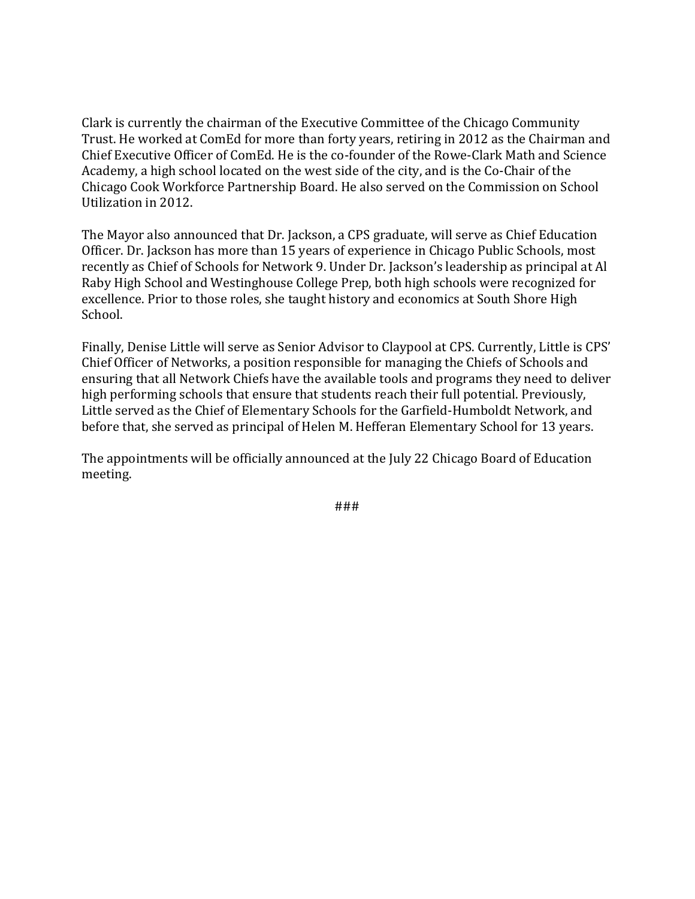Clark is currently the chairman of the Executive Committee of the Chicago Community Trust. He worked at ComEd for more than forty years, retiring in 2012 as the Chairman and Chief Executive Officer of ComEd. He is the co-founder of the Rowe-Clark Math and Science Academy, a high school located on the west side of the city, and is the Co-Chair of the Chicago Cook Workforce Partnership Board. He also served on the Commission on School Utilization in 2012.

The Mayor also announced that Dr. Jackson, a CPS graduate, will serve as Chief Education Officer. Dr. Jackson has more than 15 years of experience in Chicago Public Schools, most recently as Chief of Schools for Network 9. Under Dr. Jackson's leadership as principal at Al Raby High School and Westinghouse College Prep, both high schools were recognized for excellence. Prior to those roles, she taught history and economics at South Shore High School.

Finally, Denise Little will serve as Senior Advisor to Claypool at CPS. Currently, Little is CPS' Chief Officer of Networks, a position responsible for managing the Chiefs of Schools and ensuring that all Network Chiefs have the available tools and programs they need to deliver high performing schools that ensure that students reach their full potential. Previously, Little served as the Chief of Elementary Schools for the Garfield-Humboldt Network, and before that, she served as principal of Helen M. Hefferan Elementary School for 13 years.

The appointments will be officially announced at the July 22 Chicago Board of Education meeting.

###